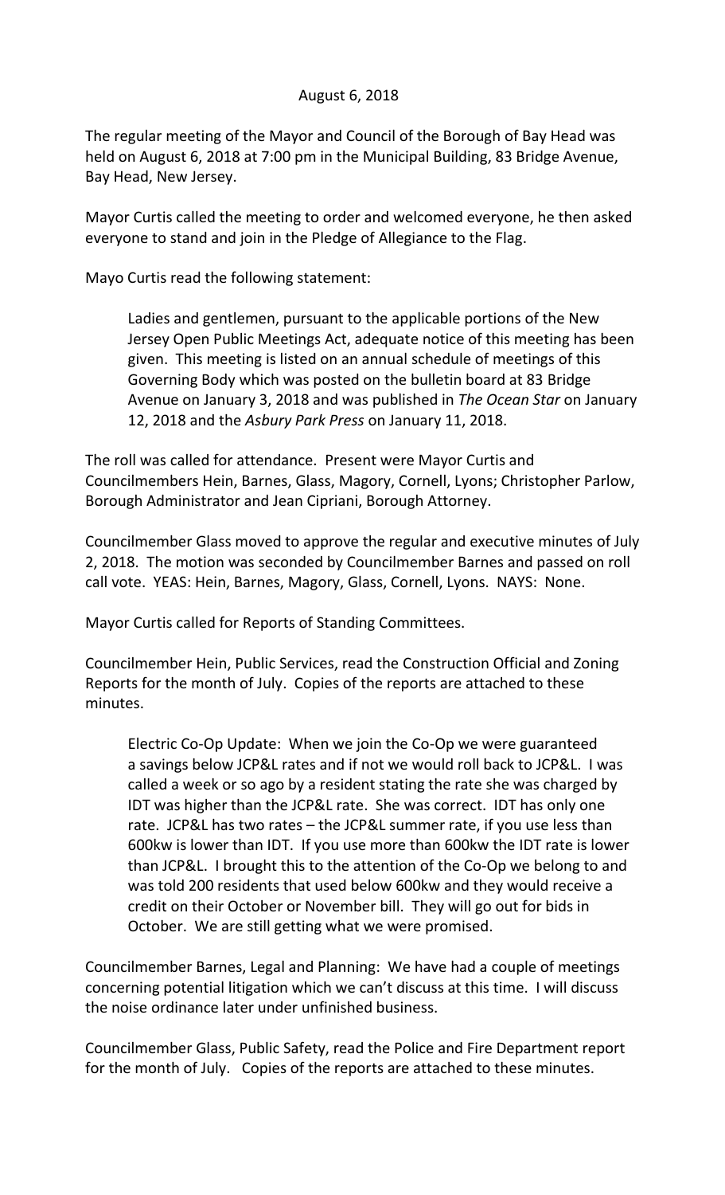August 6, 2018

The regular meeting of the Mayor and Council of the Borough of Bay Head was held on August 6, 2018 at 7:00 pm in the Municipal Building, 83 Bridge Avenue, Bay Head, New Jersey.

Mayor Curtis called the meeting to order and welcomed everyone, he then asked everyone to stand and join in the Pledge of Allegiance to the Flag.

Mayo Curtis read the following statement:

> Ladies and gentlemen, pursuant to the applicable portions of the New Jersey Open Public Meetings Act, adequate notice of this meeting has been given. This meeting is listed on an annual schedule of meetings of this Governing Body which was posted on the bulletin board at 83 Bridge Avenue on January 3, 2018 and was published in *The Ocean Star* on January 12, 2018 and the *Asbury Park Press* on January 11, 2018.

The roll was called for attendance. Present were Mayor Curtis and Councilmembers Hein, Barnes, Glass, Magory, Cornell, Lyons; Christopher Parlow, Borough Administrator and Jean Cipriani, Borough Attorney.

Councilmember Glass moved to approve the regular and executive minutes of July 2, 2018. The motion was seconded by Councilmember Barnes and passed on roll call vote. YEAS: Hein, Barnes, Magory, Glass, Cornell, Lyons. NAYS: None.

Mayor Curtis called for Reports of Standing Committees.

Councilmember Hein, Public Services, read the Construction Official and Zoning Reports for the month of July. Copies of the reports are attached to these minutes.

> Electric Co-Op Update: When we join the Co-Op we were guaranteed a savings below JCP&L rates and if not we would roll back to JCP&L. I was called a week or so ago by a resident stating the rate she was charged by IDT was higher than the JCP&L rate. She was correct. IDT has only one rate. JCP&L has two rates – the JCP&L summer rate, if you use less than 600kw is lower than IDT. If you use more than 600kw the IDT rate is lower than JCP&L. I brought this to the attention of the Co-Op we belong to and was told 200 residents that used below 600kw and they would receive a credit on their October or November bill. They will go out for bids in October. We are still getting what we were promised.

Councilmember Barnes, Legal and Planning: We have had a couple of meetings concerning potential litigation which we can't discuss at this time. I will discuss the noise ordinance later under unfinished business.

Councilmember Glass, Public Safety, read the Police and Fire Department report for the month of July. Copies of the reports are attached to these minutes.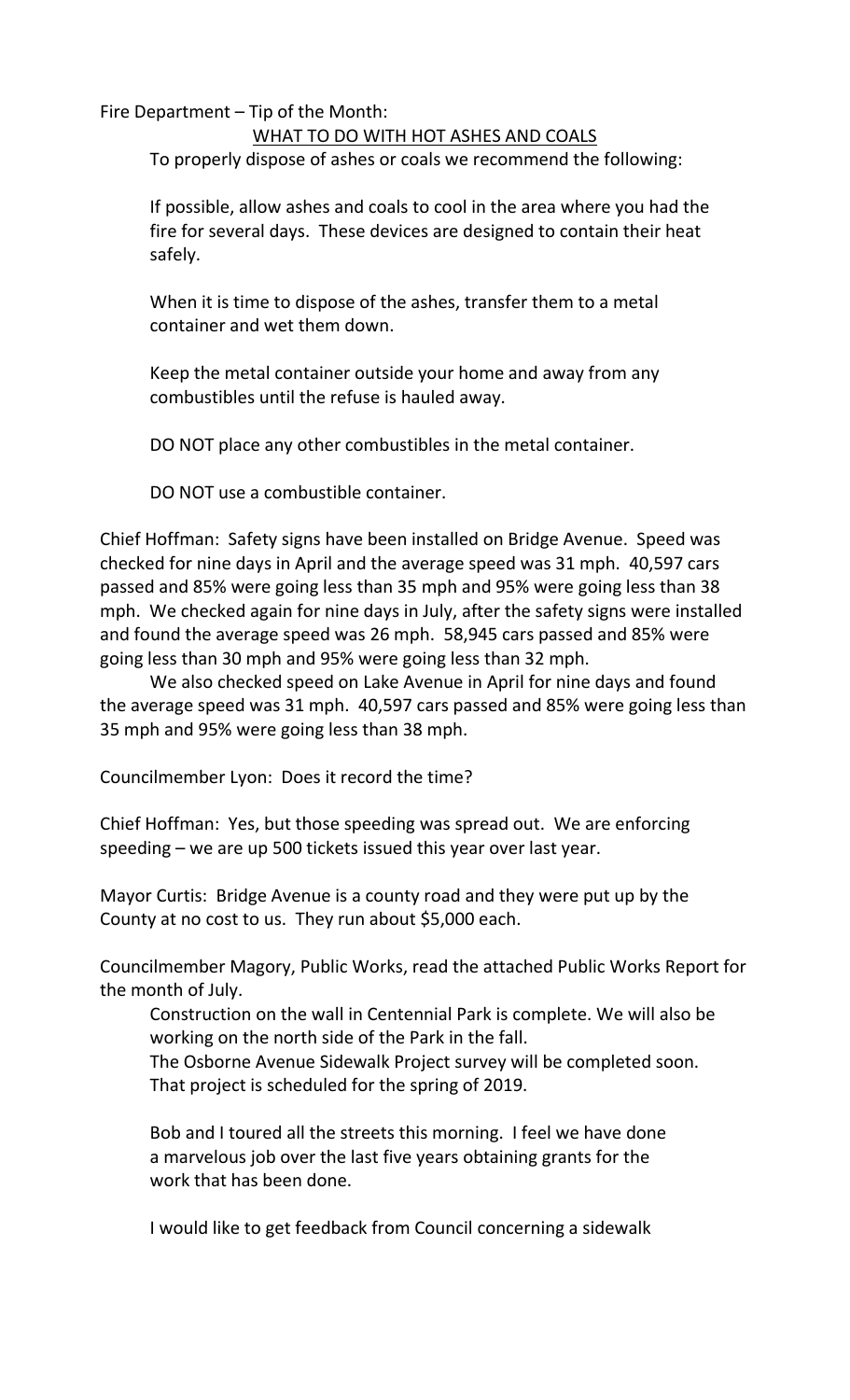Fire Department – Tip of the Month:

<u>WHAT TO DO WITH HOT ASHES AND COALS</u>

To properly dispose of ashes or coals we recommend the following:

If possible, allow ashes and coals to cool in the area where you had the fire for several days. These devices are designed to contain their heat safely.

When it is time to dispose of the ashes, transfer them to a metal container and wet them down.

Keep the metal container outside your home and away from any combustibles until the refuse is hauled away.

DO NOT place any other combustibles in the metal container.

DO NOT use a combustible container.

Chief Hoffman: Safety signs have been installed on Bridge Avenue. Speed was checked for nine days in April and the average speed was 31 mph. 40,597 cars passed and 85% were going less than 35 mph and 95% were going less than 38 mph. We checked again for nine days in July, after the safety signs were installed and found the average speed was 26 mph. 58,945 cars passed and 85% were going less than 30 mph and 95% were going less than 32 mph.

We also checked speed on Lake Avenue in April for nine days and found the average speed was 31 mph. 40,597 cars passed and 85% were going less than 35 mph and 95% were going less than 38 mph.

Councilmember Lyon: Does it record the time?

Chief Hoffman: Yes, but those speeding was spread out. We are enforcing speeding – we are up 500 tickets issued this year over last year.

Mayor Curtis: Bridge Avenue is a county road and they were put up by the County at no cost to us. They run about $5,000 each.

Councilmember Magory, Public Works, read the attached Public Works Report for the month of July.

Construction on the wall in Centennial Park is complete. We will also be working on the north side of the Park in the fall.

The Osborne Avenue Sidewalk Project survey will be completed soon. That project is scheduled for the spring of 2019.

Bob and I toured all the streets this morning. I feel we have done a marvelous job over the last five years obtaining grants for the work that has been done.

I would like to get feedback from Council concerning a sidewalk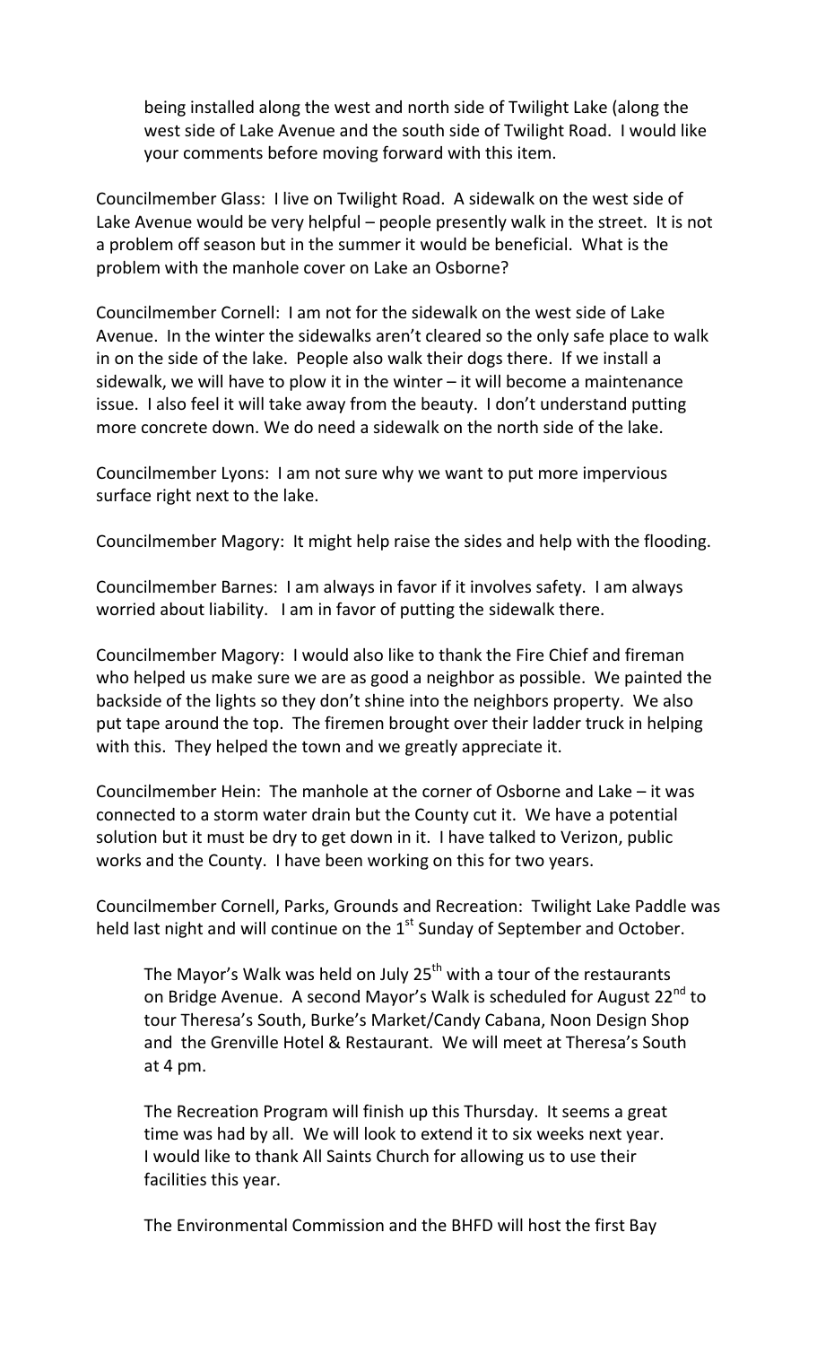being installed along the west and north side of Twilight Lake (along the west side of Lake Avenue and the south side of Twilight Road. I would like your comments before moving forward with this item.

Councilmember Glass: I live on Twilight Road. A sidewalk on the west side of Lake Avenue would be very helpful – people presently walk in the street. It is not a problem off season but in the summer it would be beneficial. What is the problem with the manhole cover on Lake an Osborne?

Councilmember Cornell: I am not for the sidewalk on the west side of Lake Avenue. In the winter the sidewalks aren't cleared so the only safe place to walk in on the side of the lake. People also walk their dogs there. If we install a sidewalk, we will have to plow it in the winter – it will become a maintenance issue. I also feel it will take away from the beauty. I don't understand putting more concrete down. We do need a sidewalk on the north side of the lake.

Councilmember Lyons: I am not sure why we want to put more impervious surface right next to the lake.

Councilmember Magory: It might help raise the sides and help with the flooding.

Councilmember Barnes: I am always in favor if it involves safety. I am always worried about liability. I am in favor of putting the sidewalk there.

Councilmember Magory: I would also like to thank the Fire Chief and fireman who helped us make sure we are as good a neighbor as possible. We painted the backside of the lights so they don't shine into the neighbors property. We also put tape around the top. The firemen brought over their ladder truck in helping with this. They helped the town and we greatly appreciate it.

Councilmember Hein: The manhole at the corner of Osborne and Lake – it was connected to a storm water drain but the County cut it. We have a potential solution but it must be dry to get down in it. I have talked to Verizon, public works and the County. I have been working on this for two years.

Councilmember Cornell, Parks, Grounds and Recreation: Twilight Lake Paddle was held last night and will continue on the 1st Sunday of September and October.

The Mayor's Walk was held on July 25th with a tour of the restaurants on Bridge Avenue. A second Mayor's Walk is scheduled for August 22nd to tour Theresa's South, Burke's Market/Candy Cabana, Noon Design Shop and the Grenville Hotel & Restaurant. We will meet at Theresa's South at 4 pm.

The Recreation Program will finish up this Thursday. It seems a great time was had by all. We will look to extend it to six weeks next year. I would like to thank All Saints Church for allowing us to use their facilities this year.

The Environmental Commission and the BHFD will host the first Bay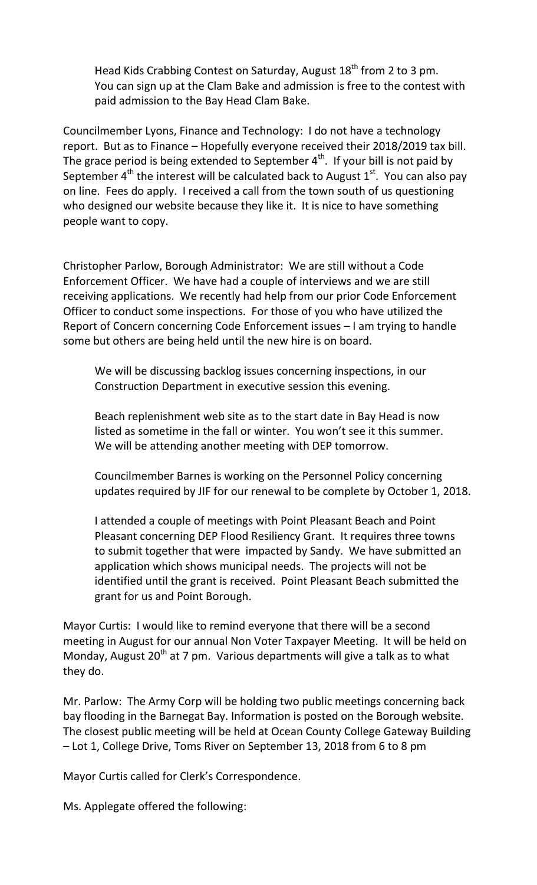Head Kids Crabbing Contest on Saturday, August 18th from 2 to 3 pm. You can sign up at the Clam Bake and admission is free to the contest with paid admission to the Bay Head Clam Bake.

Councilmember Lyons, Finance and Technology: I do not have a technology report. But as to Finance – Hopefully everyone received their 2018/2019 tax bill. The grace period is being extended to September 4th. If your bill is not paid by September 4th the interest will be calculated back to August 1st. You can also pay on line. Fees do apply. I received a call from the town south of us questioning who designed our website because they like it. It is nice to have something people want to copy.

Christopher Parlow, Borough Administrator: We are still without a Code Enforcement Officer. We have had a couple of interviews and we are still receiving applications. We recently had help from our prior Code Enforcement Officer to conduct some inspections. For those of you who have utilized the Report of Concern concerning Code Enforcement issues – I am trying to handle some but others are being held until the new hire is on board.

We will be discussing backlog issues concerning inspections, in our Construction Department in executive session this evening.

Beach replenishment web site as to the start date in Bay Head is now listed as sometime in the fall or winter. You won't see it this summer. We will be attending another meeting with DEP tomorrow.

Councilmember Barnes is working on the Personnel Policy concerning updates required by JIF for our renewal to be complete by October 1, 2018.

I attended a couple of meetings with Point Pleasant Beach and Point Pleasant concerning DEP Flood Resiliency Grant. It requires three towns to submit together that were impacted by Sandy. We have submitted an application which shows municipal needs. The projects will not be identified until the grant is received. Point Pleasant Beach submitted the grant for us and Point Borough.

Mayor Curtis: I would like to remind everyone that there will be a second meeting in August for our annual Non Voter Taxpayer Meeting. It will be held on Monday, August 20th at 7 pm. Various departments will give a talk as to what they do.

Mr. Parlow: The Army Corp will be holding two public meetings concerning back bay flooding in the Barnegat Bay. Information is posted on the Borough website. The closest public meeting will be held at Ocean County College Gateway Building – Lot 1, College Drive, Toms River on September 13, 2018 from 6 to 8 pm

Mayor Curtis called for Clerk's Correspondence.

Ms. Applegate offered the following: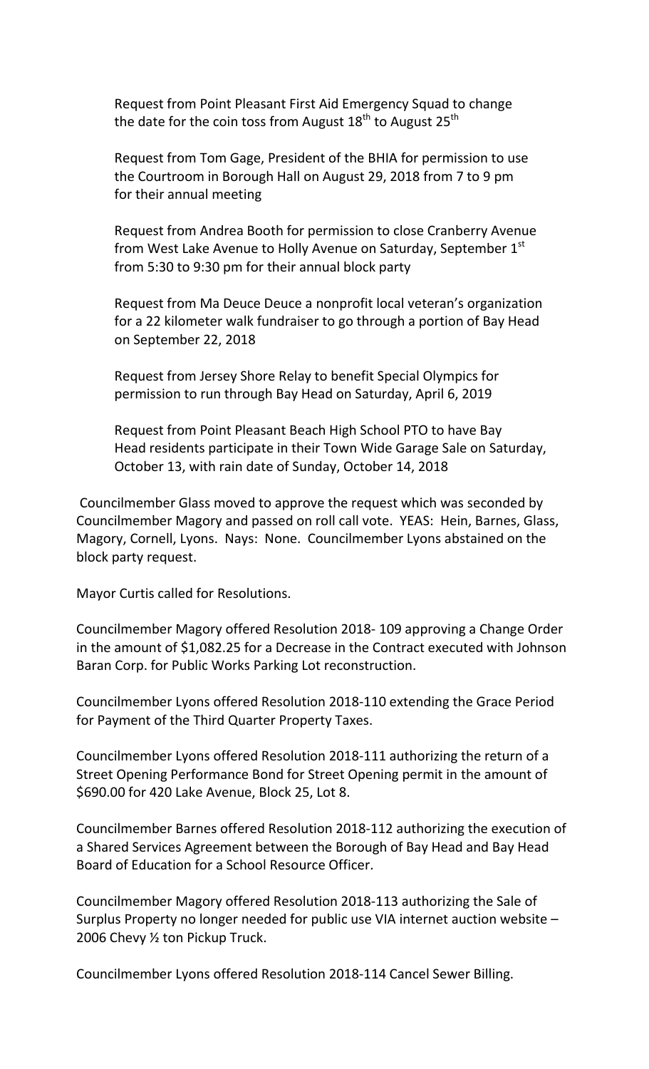Request from Point Pleasant First Aid Emergency Squad to change the date for the coin toss from August 18th to August 25th

Request from Tom Gage, President of the BHIA for permission to use the Courtroom in Borough Hall on August 29, 2018 from 7 to 9 pm for their annual meeting

Request from Andrea Booth for permission to close Cranberry Avenue from West Lake Avenue to Holly Avenue on Saturday, September 1st from 5:30 to 9:30 pm for their annual block party

Request from Ma Deuce Deuce a nonprofit local veteran's organization for a 22 kilometer walk fundraiser to go through a portion of Bay Head on September 22, 2018

Request from Jersey Shore Relay to benefit Special Olympics for permission to run through Bay Head on Saturday, April 6, 2019

Request from Point Pleasant Beach High School PTO to have Bay Head residents participate in their Town Wide Garage Sale on Saturday, October 13, with rain date of Sunday, October 14, 2018

Councilmember Glass moved to approve the request which was seconded by Councilmember Magory and passed on roll call vote. YEAS: Hein, Barnes, Glass, Magory, Cornell, Lyons. Nays: None. Councilmember Lyons abstained on the block party request.

Mayor Curtis called for Resolutions.

Councilmember Magory offered Resolution 2018- 109 approving a Change Order in the amount of $1,082.25 for a Decrease in the Contract executed with Johnson Baran Corp. for Public Works Parking Lot reconstruction.

Councilmember Lyons offered Resolution 2018-110 extending the Grace Period for Payment of the Third Quarter Property Taxes.

Councilmember Lyons offered Resolution 2018-111 authorizing the return of a Street Opening Performance Bond for Street Opening permit in the amount of $690.00 for 420 Lake Avenue, Block 25, Lot 8.

Councilmember Barnes offered Resolution 2018-112 authorizing the execution of a Shared Services Agreement between the Borough of Bay Head and Bay Head Board of Education for a School Resource Officer.

Councilmember Magory offered Resolution 2018-113 authorizing the Sale of Surplus Property no longer needed for public use VIA internet auction website – 2006 Chevy ½ ton Pickup Truck.

Councilmember Lyons offered Resolution 2018-114 Cancel Sewer Billing.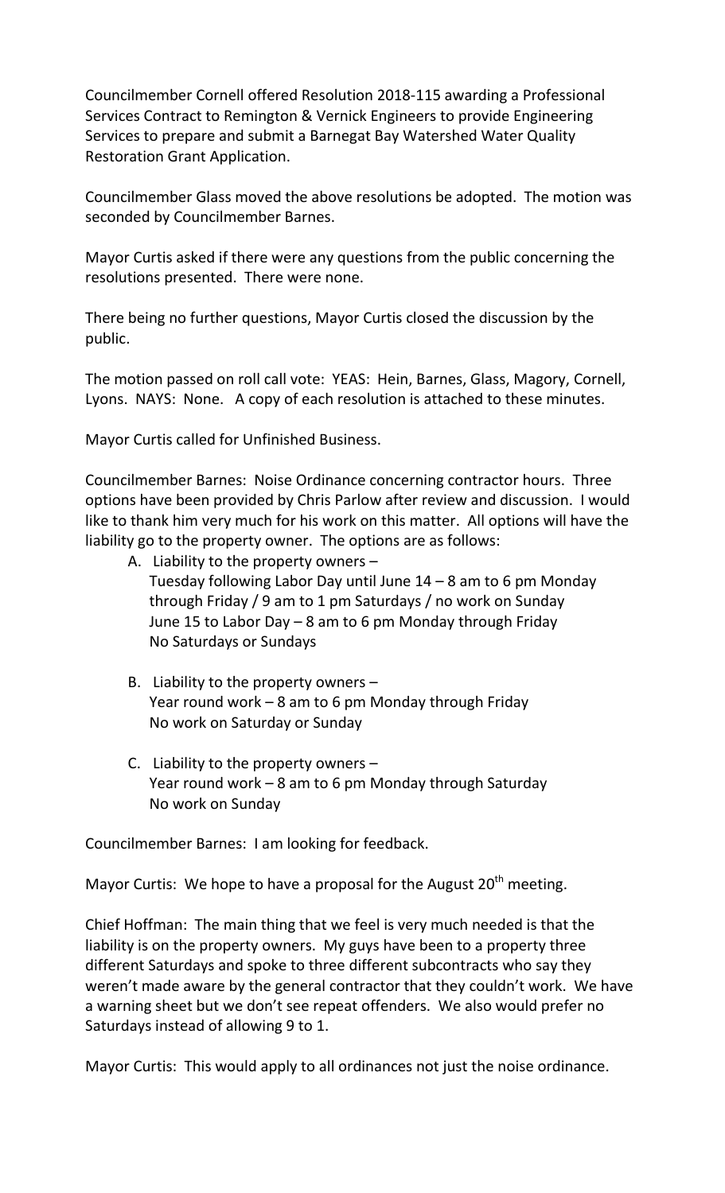Councilmember Cornell offered Resolution 2018-115 awarding a Professional Services Contract to Remington & Vernick Engineers to provide Engineering Services to prepare and submit a Barnegat Bay Watershed Water Quality Restoration Grant Application.

Councilmember Glass moved the above resolutions be adopted. The motion was seconded by Councilmember Barnes.

Mayor Curtis asked if there were any questions from the public concerning the resolutions presented. There were none.

There being no further questions, Mayor Curtis closed the discussion by the public.

The motion passed on roll call vote: YEAS: Hein, Barnes, Glass, Magory, Cornell, Lyons. NAYS: None. A copy of each resolution is attached to these minutes.

Mayor Curtis called for Unfinished Business.

Councilmember Barnes: Noise Ordinance concerning contractor hours. Three options have been provided by Chris Parlow after review and discussion. I would like to thank him very much for his work on this matter. All options will have the liability go to the property owner. The options are as follows:

A. Liability to the property owners –
   Tuesday following Labor Day until June 14 – 8 am to 6 pm Monday through Friday / 9 am to 1 pm Saturdays / no work on Sunday
   June 15 to Labor Day – 8 am to 6 pm Monday through Friday
   No Saturdays or Sundays

B. Liability to the property owners –
   Year round work – 8 am to 6 pm Monday through Friday
   No work on Saturday or Sunday

C. Liability to the property owners –
   Year round work – 8 am to 6 pm Monday through Saturday
   No work on Sunday

Councilmember Barnes: I am looking for feedback.

Mayor Curtis: We hope to have a proposal for the August 20th meeting.

Chief Hoffman: The main thing that we feel is very much needed is that the liability is on the property owners. My guys have been to a property three different Saturdays and spoke to three different subcontracts who say they weren't made aware by the general contractor that they couldn't work. We have a warning sheet but we don't see repeat offenders. We also would prefer no Saturdays instead of allowing 9 to 1.

Mayor Curtis: This would apply to all ordinances not just the noise ordinance.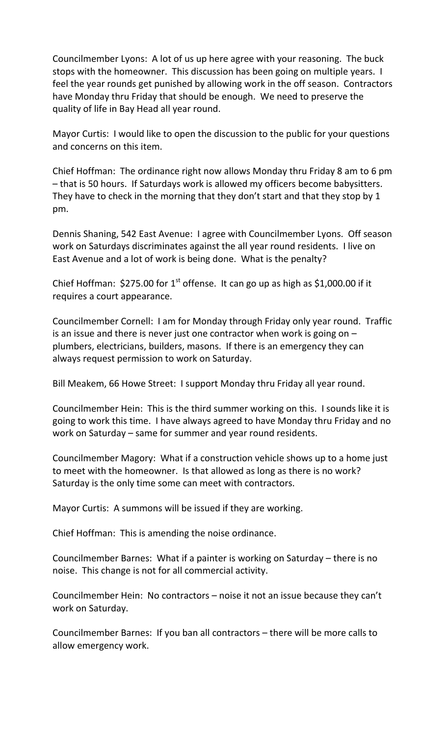Councilmember Lyons: A lot of us up here agree with your reasoning. The buck stops with the homeowner. This discussion has been going on multiple years. I feel the year rounds get punished by allowing work in the off season. Contractors have Monday thru Friday that should be enough. We need to preserve the quality of life in Bay Head all year round.

Mayor Curtis: I would like to open the discussion to the public for your questions and concerns on this item.

Chief Hoffman: The ordinance right now allows Monday thru Friday 8 am to 6 pm – that is 50 hours. If Saturdays work is allowed my officers become babysitters. They have to check in the morning that they don't start and that they stop by 1 pm.

Dennis Shaning, 542 East Avenue: I agree with Councilmember Lyons. Off season work on Saturdays discriminates against the all year round residents. I live on East Avenue and a lot of work is being done. What is the penalty?

Chief Hoffman: $275.00 for 1st offense. It can go up as high as $1,000.00 if it requires a court appearance.

Councilmember Cornell: I am for Monday through Friday only year round. Traffic is an issue and there is never just one contractor when work is going on – plumbers, electricians, builders, masons. If there is an emergency they can always request permission to work on Saturday.

Bill Meakem, 66 Howe Street: I support Monday thru Friday all year round.

Councilmember Hein: This is the third summer working on this. I sounds like it is going to work this time. I have always agreed to have Monday thru Friday and no work on Saturday – same for summer and year round residents.

Councilmember Magory: What if a construction vehicle shows up to a home just to meet with the homeowner. Is that allowed as long as there is no work? Saturday is the only time some can meet with contractors.

Mayor Curtis: A summons will be issued if they are working.

Chief Hoffman: This is amending the noise ordinance.

Councilmember Barnes: What if a painter is working on Saturday – there is no noise. This change is not for all commercial activity.

Councilmember Hein: No contractors – noise it not an issue because they can't work on Saturday.

Councilmember Barnes: If you ban all contractors – there will be more calls to allow emergency work.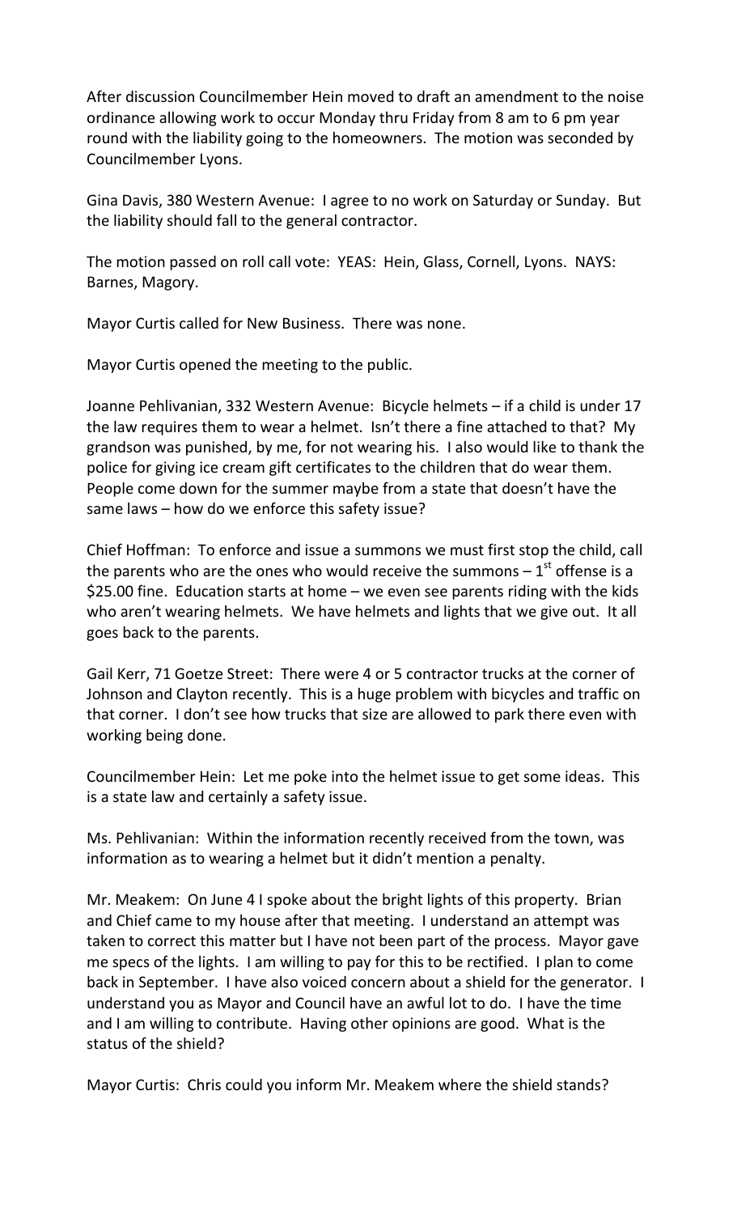After discussion Councilmember Hein moved to draft an amendment to the noise ordinance allowing work to occur Monday thru Friday from 8 am to 6 pm year round with the liability going to the homeowners. The motion was seconded by Councilmember Lyons.

Gina Davis, 380 Western Avenue: I agree to no work on Saturday or Sunday. But the liability should fall to the general contractor.

The motion passed on roll call vote: YEAS: Hein, Glass, Cornell, Lyons. NAYS: Barnes, Magory.

Mayor Curtis called for New Business. There was none.

Mayor Curtis opened the meeting to the public.

Joanne Pehlivanian, 332 Western Avenue: Bicycle helmets – if a child is under 17 the law requires them to wear a helmet. Isn't there a fine attached to that? My grandson was punished, by me, for not wearing his. I also would like to thank the police for giving ice cream gift certificates to the children that do wear them. People come down for the summer maybe from a state that doesn't have the same laws – how do we enforce this safety issue?

Chief Hoffman: To enforce and issue a summons we must first stop the child, call the parents who are the ones who would receive the summons – 1st offense is a $25.00 fine. Education starts at home – we even see parents riding with the kids who aren't wearing helmets. We have helmets and lights that we give out. It all goes back to the parents.

Gail Kerr, 71 Goetze Street: There were 4 or 5 contractor trucks at the corner of Johnson and Clayton recently. This is a huge problem with bicycles and traffic on that corner. I don't see how trucks that size are allowed to park there even with working being done.

Councilmember Hein: Let me poke into the helmet issue to get some ideas. This is a state law and certainly a safety issue.

Ms. Pehlivanian: Within the information recently received from the town, was information as to wearing a helmet but it didn't mention a penalty.

Mr. Meakem: On June 4 I spoke about the bright lights of this property. Brian and Chief came to my house after that meeting. I understand an attempt was taken to correct this matter but I have not been part of the process. Mayor gave me specs of the lights. I am willing to pay for this to be rectified. I plan to come back in September. I have also voiced concern about a shield for the generator. I understand you as Mayor and Council have an awful lot to do. I have the time and I am willing to contribute. Having other opinions are good. What is the status of the shield?

Mayor Curtis: Chris could you inform Mr. Meakem where the shield stands?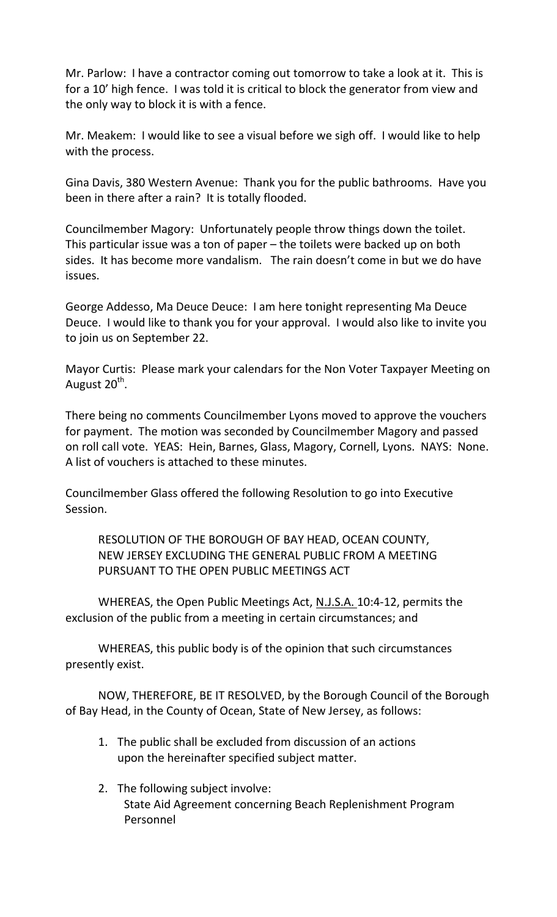Mr. Parlow: I have a contractor coming out tomorrow to take a look at it. This is for a 10' high fence. I was told it is critical to block the generator from view and the only way to block it is with a fence.

Mr. Meakem: I would like to see a visual before we sigh off. I would like to help with the process.

Gina Davis, 380 Western Avenue: Thank you for the public bathrooms. Have you been in there after a rain? It is totally flooded.

Councilmember Magory: Unfortunately people throw things down the toilet. This particular issue was a ton of paper – the toilets were backed up on both sides. It has become more vandalism. The rain doesn't come in but we do have issues.

George Addesso, Ma Deuce Deuce: I am here tonight representing Ma Deuce Deuce. I would like to thank you for your approval. I would also like to invite you to join us on September 22.

Mayor Curtis: Please mark your calendars for the Non Voter Taxpayer Meeting on August 20th.

There being no comments Councilmember Lyons moved to approve the vouchers for payment. The motion was seconded by Councilmember Magory and passed on roll call vote. YEAS: Hein, Barnes, Glass, Magory, Cornell, Lyons. NAYS: None. A list of vouchers is attached to these minutes.

Councilmember Glass offered the following Resolution to go into Executive Session.

RESOLUTION OF THE BOROUGH OF BAY HEAD, OCEAN COUNTY, NEW JERSEY EXCLUDING THE GENERAL PUBLIC FROM A MEETING PURSUANT TO THE OPEN PUBLIC MEETINGS ACT

WHEREAS, the Open Public Meetings Act, N.J.S.A. 10:4-12, permits the exclusion of the public from a meeting in certain circumstances; and

WHEREAS, this public body is of the opinion that such circumstances presently exist.

NOW, THEREFORE, BE IT RESOLVED, by the Borough Council of the Borough of Bay Head, in the County of Ocean, State of New Jersey, as follows:

1. The public shall be excluded from discussion of an actions upon the hereinafter specified subject matter.
2. The following subject involve:
   State Aid Agreement concerning Beach Replenishment Program
   Personnel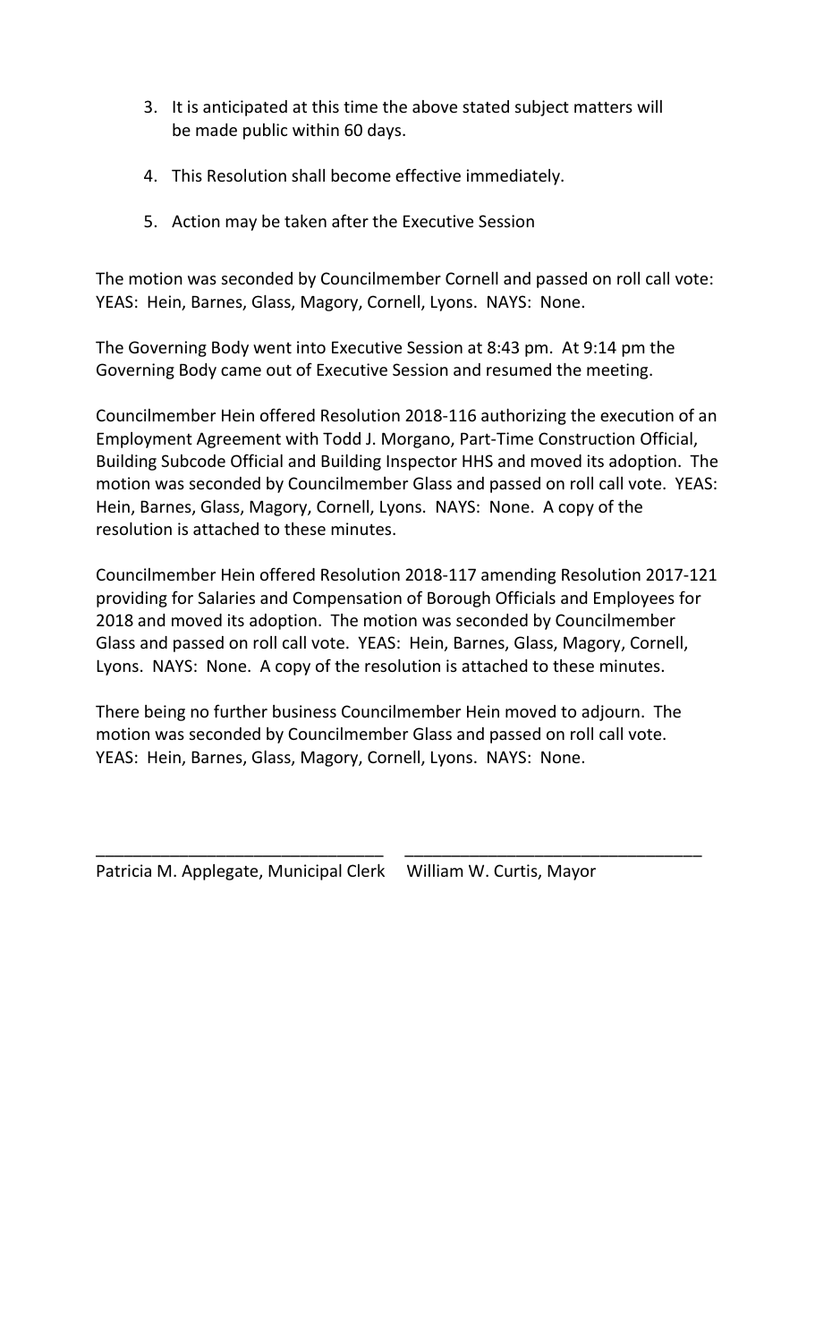3. It is anticipated at this time the above stated subject matters will be made public within 60 days.

4. This Resolution shall become effective immediately.

5. Action may be taken after the Executive Session

The motion was seconded by Councilmember Cornell and passed on roll call vote: YEAS: Hein, Barnes, Glass, Magory, Cornell, Lyons. NAYS: None.

The Governing Body went into Executive Session at 8:43 pm. At 9:14 pm the Governing Body came out of Executive Session and resumed the meeting.

Councilmember Hein offered Resolution 2018-116 authorizing the execution of an Employment Agreement with Todd J. Morgano, Part-Time Construction Official, Building Subcode Official and Building Inspector HHS and moved its adoption. The motion was seconded by Councilmember Glass and passed on roll call vote. YEAS: Hein, Barnes, Glass, Magory, Cornell, Lyons. NAYS: None. A copy of the resolution is attached to these minutes.

Councilmember Hein offered Resolution 2018-117 amending Resolution 2017-121 providing for Salaries and Compensation of Borough Officials and Employees for 2018 and moved its adoption. The motion was seconded by Councilmember Glass and passed on roll call vote. YEAS: Hein, Barnes, Glass, Magory, Cornell, Lyons. NAYS: None. A copy of the resolution is attached to these minutes.

There being no further business Councilmember Hein moved to adjourn. The motion was seconded by Councilmember Glass and passed on roll call vote. YEAS: Hein, Barnes, Glass, Magory, Cornell, Lyons. NAYS: None.

_______________________________ _______________________________

Patricia M. Applegate, Municipal Clerk William W. Curtis, Mayor